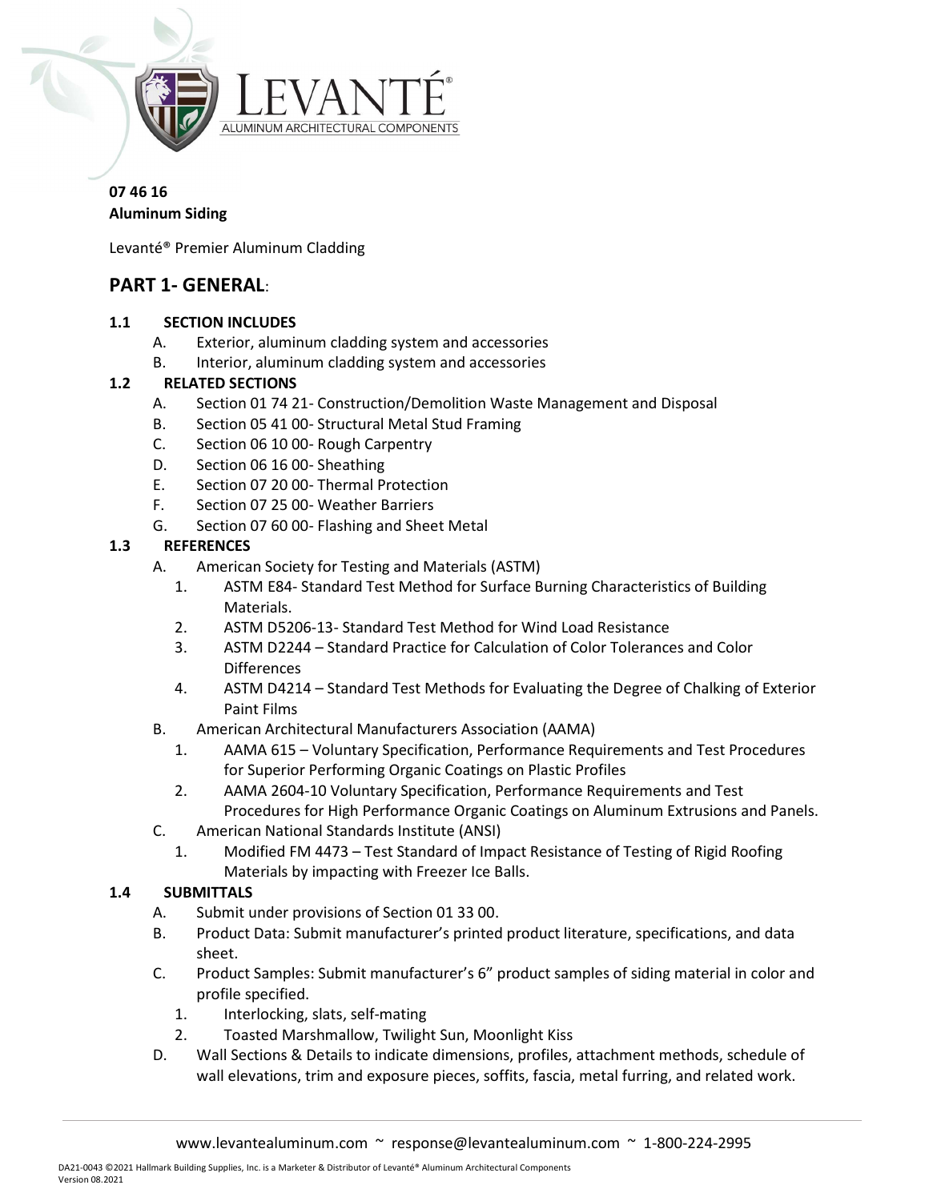# 07 46 16
## Aluminum Siding

Levanté® Premier Aluminum Cladding

## PART 1- GENERAL:

### 1.1 SECTION INCLUDES

- A. Exterior, aluminum cladding system and accessories
- B. Interior, aluminum cladding system and accessories

### 1.2 RELATED SECTIONS

- A. Section 01 74 21- Construction/Demolition Waste Management and Disposal
- B. Section 05 41 00- Structural Metal Stud Framing
- C. Section 06 10 00- Rough Carpentry
- D. Section 06 16 00- Sheathing
- E. Section 07 20 00- Thermal Protection
- F. Section 07 25 00- Weather Barriers
- G. Section 07 60 00- Flashing and Sheet Metal

### 1.3 REFERENCES

- A. American Society for Testing and Materials (ASTM)
  1. ASTM E84- Standard Test Method for Surface Burning Characteristics of Building Materials.
  2. ASTM D5206-13- Standard Test Method for Wind Load Resistance
  3. ASTM D2244 – Standard Practice for Calculation of Color Tolerances and Color Differences
  4. ASTM D4214 – Standard Test Methods for Evaluating the Degree of Chalking of Exterior Paint Films
- B. American Architectural Manufacturers Association (AAMA)
  1. AAMA 615 – Voluntary Specification, Performance Requirements and Test Procedures for Superior Performing Organic Coatings on Plastic Profiles
  2. AAMA 2604-10 Voluntary Specification, Performance Requirements and Test Procedures for High Performance Organic Coatings on Aluminum Extrusions and Panels.
- C. American National Standards Institute (ANSI)
  1. Modified FM 4473 – Test Standard of Impact Resistance of Testing of Rigid Roofing Materials by impacting with Freezer Ice Balls.

### 1.4 SUBMITTALS

- A. Submit under provisions of Section 01 33 00.
- B. Product Data: Submit manufacturer's printed product literature, specifications, and data sheet.
- C. Product Samples: Submit manufacturer's 6" product samples of siding material in color and profile specified.
  1. Interlocking, slats, self-mating
  2. Toasted Marshmallow, Twilight Sun, Moonlight Kiss
- D. Wall Sections & Details to indicate dimensions, profiles, attachment methods, schedule of wall elevations, trim and exposure pieces, soffits, fascia, metal furring, and related work.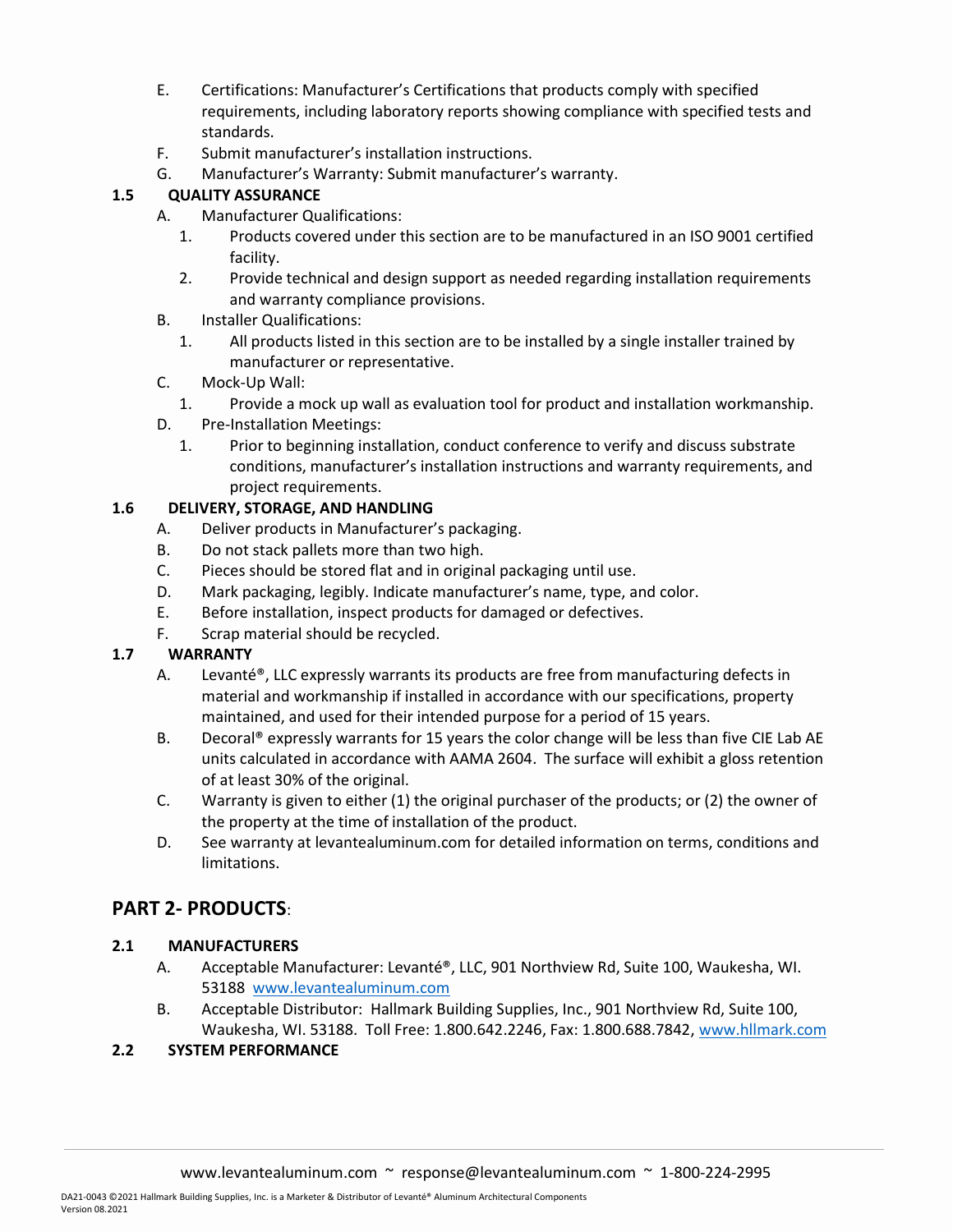E. Certifications: Manufacturer's Certifications that products comply with specified requirements, including laboratory reports showing compliance with specified tests and standards.

F. Submit manufacturer's installation instructions.

G. Manufacturer's Warranty: Submit manufacturer's warranty.

### 1.5 QUALITY ASSURANCE

A. Manufacturer Qualifications:

1. Products covered under this section are to be manufactured in an ISO 9001 certified facility.
2. Provide technical and design support as needed regarding installation requirements and warranty compliance provisions.

B. Installer Qualifications:

1. All products listed in this section are to be installed by a single installer trained by manufacturer or representative.

C. Mock-Up Wall:

1. Provide a mock up wall as evaluation tool for product and installation workmanship.

D. Pre-Installation Meetings:

1. Prior to beginning installation, conduct conference to verify and discuss substrate conditions, manufacturer's installation instructions and warranty requirements, and project requirements.

### 1.6 DELIVERY, STORAGE, AND HANDLING

A. Deliver products in Manufacturer's packaging.

B. Do not stack pallets more than two high.

C. Pieces should be stored flat and in original packaging until use.

D. Mark packaging, legibly. Indicate manufacturer's name, type, and color.

E. Before installation, inspect products for damaged or defectives.

F. Scrap material should be recycled.

### 1.7 WARRANTY

A. Levanté®, LLC expressly warrants its products are free from manufacturing defects in material and workmanship if installed in accordance with our specifications, property maintained, and used for their intended purpose for a period of 15 years.

B. Decoral® expressly warrants for 15 years the color change will be less than five CIE Lab AE units calculated in accordance with AAMA 2604. The surface will exhibit a gloss retention of at least 30% of the original.

C. Warranty is given to either (1) the original purchaser of the products; or (2) the owner of the property at the time of installation of the product.

D. See warranty at levantealuminum.com for detailed information on terms, conditions and limitations.

## PART 2- PRODUCTS:

### 2.1 MANUFACTURERS

A. Acceptable Manufacturer: Levanté®, LLC, 901 Northview Rd, Suite 100, Waukesha, WI. 53188 www.levantealuminum.com

B. Acceptable Distributor: Hallmark Building Supplies, Inc., 901 Northview Rd, Suite 100, Waukesha, WI. 53188. Toll Free: 1.800.642.2246, Fax: 1.800.688.7842, www.hllmark.com

### 2.2 SYSTEM PERFORMANCE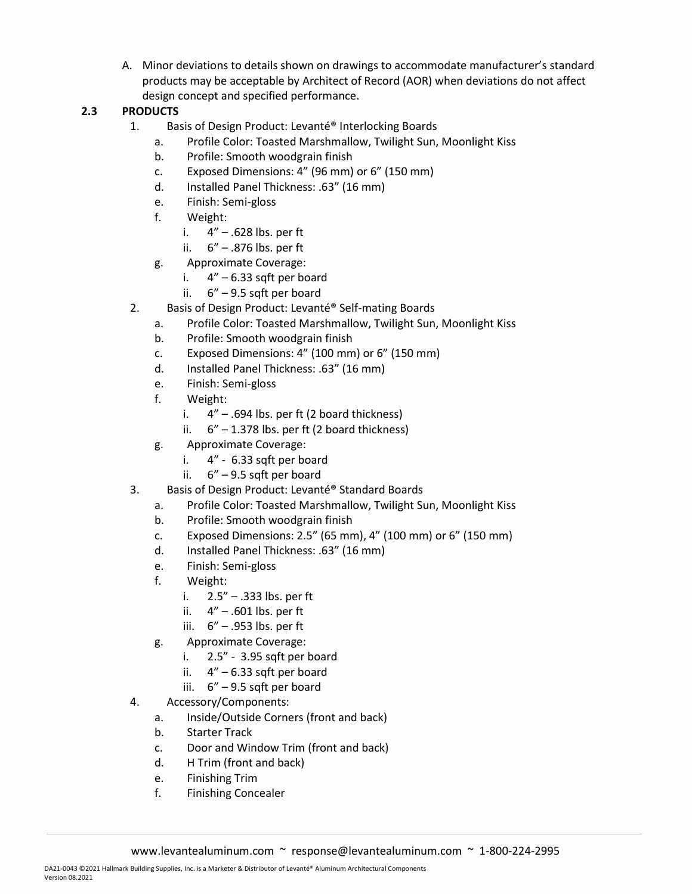A. Minor deviations to details shown on drawings to accommodate manufacturer's standard products may be acceptable by Architect of Record (AOR) when deviations do not affect design concept and specified performance.

**2.3 PRODUCTS**

1. Basis of Design Product: Levanté® Interlocking Boards
   a. Profile Color: Toasted Marshmallow, Twilight Sun, Moonlight Kiss
   b. Profile: Smooth woodgrain finish
   c. Exposed Dimensions: 4" (96 mm) or 6" (150 mm)
   d. Installed Panel Thickness: .63" (16 mm)
   e. Finish: Semi-gloss
   f. Weight:
      i. 4" – .628 lbs. per ft
      ii. 6" – .876 lbs. per ft
   g. Approximate Coverage:
      i. 4" – 6.33 sqft per board
      ii. 6" – 9.5 sqft per board
2. Basis of Design Product: Levanté® Self-mating Boards
   a. Profile Color: Toasted Marshmallow, Twilight Sun, Moonlight Kiss
   b. Profile: Smooth woodgrain finish
   c. Exposed Dimensions: 4" (100 mm) or 6" (150 mm)
   d. Installed Panel Thickness: .63" (16 mm)
   e. Finish: Semi-gloss
   f. Weight:
      i. 4" – .694 lbs. per ft (2 board thickness)
      ii. 6" – 1.378 lbs. per ft (2 board thickness)
   g. Approximate Coverage:
      i. 4" - 6.33 sqft per board
      ii. 6" – 9.5 sqft per board
3. Basis of Design Product: Levanté® Standard Boards
   a. Profile Color: Toasted Marshmallow, Twilight Sun, Moonlight Kiss
   b. Profile: Smooth woodgrain finish
   c. Exposed Dimensions: 2.5" (65 mm), 4" (100 mm) or 6" (150 mm)
   d. Installed Panel Thickness: .63" (16 mm)
   e. Finish: Semi-gloss
   f. Weight:
      i. 2.5" – .333 lbs. per ft
      ii. 4" – .601 lbs. per ft
      iii. 6" – .953 lbs. per ft
   g. Approximate Coverage:
      i. 2.5" - 3.95 sqft per board
      ii. 4" – 6.33 sqft per board
      iii. 6" – 9.5 sqft per board
4. Accessory/Components:
   a. Inside/Outside Corners (front and back)
   b. Starter Track
   c. Door and Window Trim (front and back)
   d. H Trim (front and back)
   e. Finishing Trim
   f. Finishing Concealer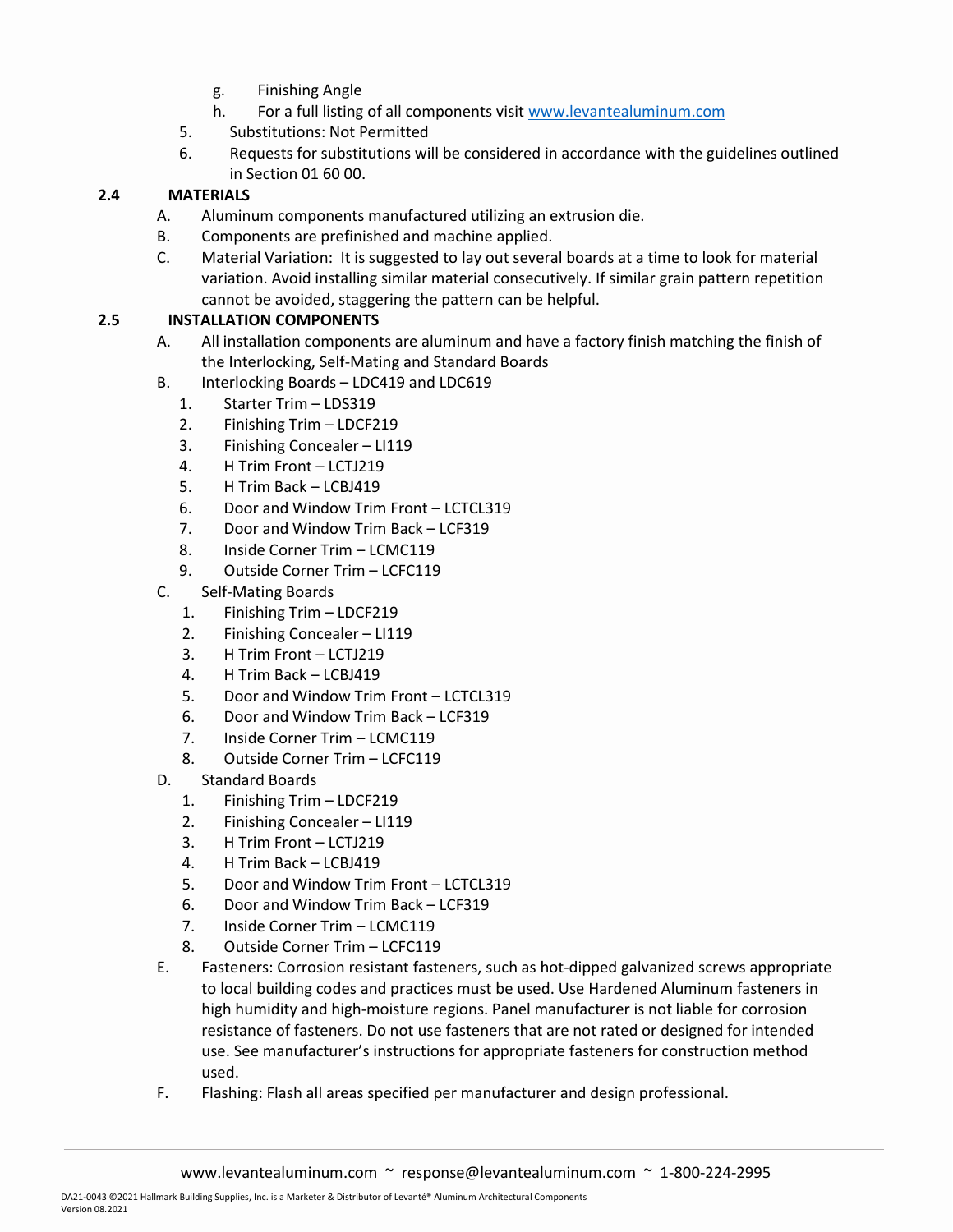g. Finishing Angle

h. For a full listing of all components visit www.levantealuminum.com

5. Substitutions: Not Permitted

6. Requests for substitutions will be considered in accordance with the guidelines outlined in Section 01 60 00.

**2.4 MATERIALS**

A. Aluminum components manufactured utilizing an extrusion die.

B. Components are prefinished and machine applied.

C. Material Variation: It is suggested to lay out several boards at a time to look for material variation. Avoid installing similar material consecutively. If similar grain pattern repetition cannot be avoided, staggering the pattern can be helpful.

**2.5 INSTALLATION COMPONENTS**

A. All installation components are aluminum and have a factory finish matching the finish of the Interlocking, Self-Mating and Standard Boards

B. Interlocking Boards – LDC419 and LDC619

1. Starter Trim – LDS319
2. Finishing Trim – LDCF219
3. Finishing Concealer – LI119
4. H Trim Front – LCTJ219
5. H Trim Back – LCBJ419
6. Door and Window Trim Front – LCTCL319
7. Door and Window Trim Back – LCF319
8. Inside Corner Trim – LCMC119
9. Outside Corner Trim – LCFC119

C. Self-Mating Boards

1. Finishing Trim – LDCF219
2. Finishing Concealer – LI119
3. H Trim Front – LCTJ219
4. H Trim Back – LCBJ419
5. Door and Window Trim Front – LCTCL319
6. Door and Window Trim Back – LCF319
7. Inside Corner Trim – LCMC119
8. Outside Corner Trim – LCFC119

D. Standard Boards

1. Finishing Trim – LDCF219
2. Finishing Concealer – LI119
3. H Trim Front – LCTJ219
4. H Trim Back – LCBJ419
5. Door and Window Trim Front – LCTCL319
6. Door and Window Trim Back – LCF319
7. Inside Corner Trim – LCMC119
8. Outside Corner Trim – LCFC119

E. Fasteners: Corrosion resistant fasteners, such as hot-dipped galvanized screws appropriate to local building codes and practices must be used. Use Hardened Aluminum fasteners in high humidity and high-moisture regions. Panel manufacturer is not liable for corrosion resistance of fasteners. Do not use fasteners that are not rated or designed for intended use. See manufacturer's instructions for appropriate fasteners for construction method used.

F. Flashing: Flash all areas specified per manufacturer and design professional.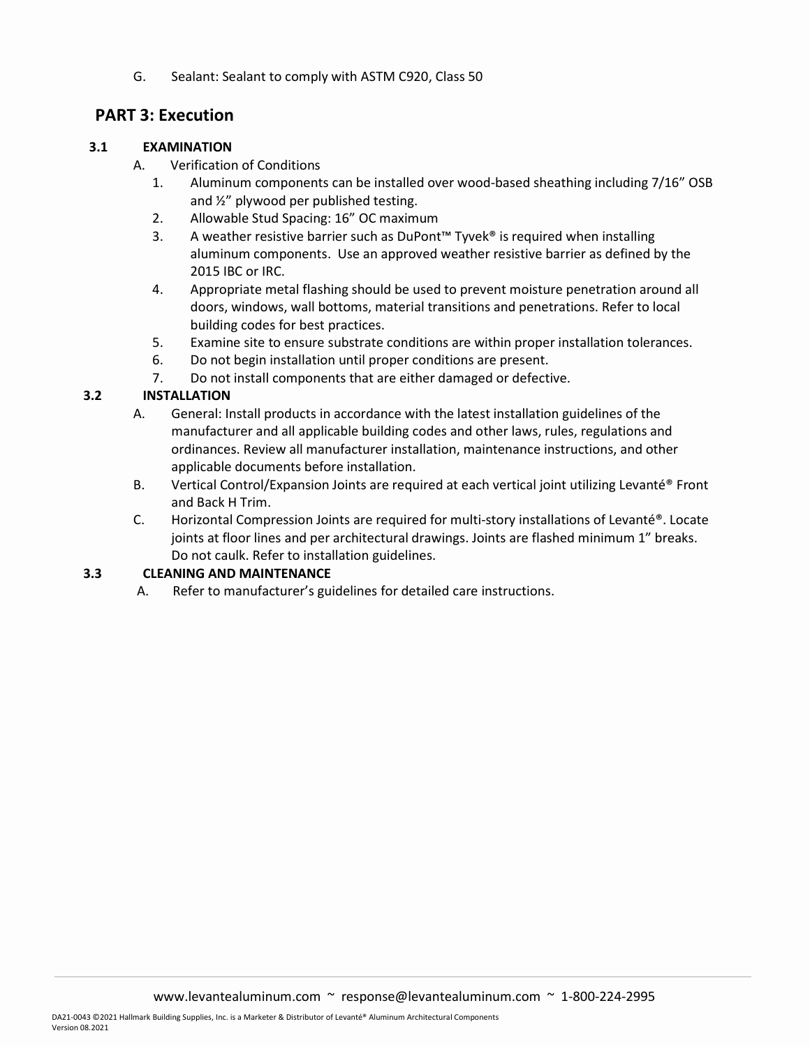G. Sealant: Sealant to comply with ASTM C920, Class 50

## PART 3: Execution

### 3.1 EXAMINATION

A. Verification of Conditions

1. Aluminum components can be installed over wood-based sheathing including 7/16" OSB and ½" plywood per published testing.
2. Allowable Stud Spacing: 16" OC maximum
3. A weather resistive barrier such as DuPont™ Tyvek® is required when installing aluminum components. Use an approved weather resistive barrier as defined by the 2015 IBC or IRC.
4. Appropriate metal flashing should be used to prevent moisture penetration around all doors, windows, wall bottoms, material transitions and penetrations. Refer to local building codes for best practices.
5. Examine site to ensure substrate conditions are within proper installation tolerances.
6. Do not begin installation until proper conditions are present.
7. Do not install components that are either damaged or defective.

### 3.2 INSTALLATION

A. General: Install products in accordance with the latest installation guidelines of the manufacturer and all applicable building codes and other laws, rules, regulations and ordinances. Review all manufacturer installation, maintenance instructions, and other applicable documents before installation.

B. Vertical Control/Expansion Joints are required at each vertical joint utilizing Levanté® Front and Back H Trim.

C. Horizontal Compression Joints are required for multi-story installations of Levanté®. Locate joints at floor lines and per architectural drawings. Joints are flashed minimum 1" breaks. Do not caulk. Refer to installation guidelines.

### 3.3 CLEANING AND MAINTENANCE

A. Refer to manufacturer's guidelines for detailed care instructions.